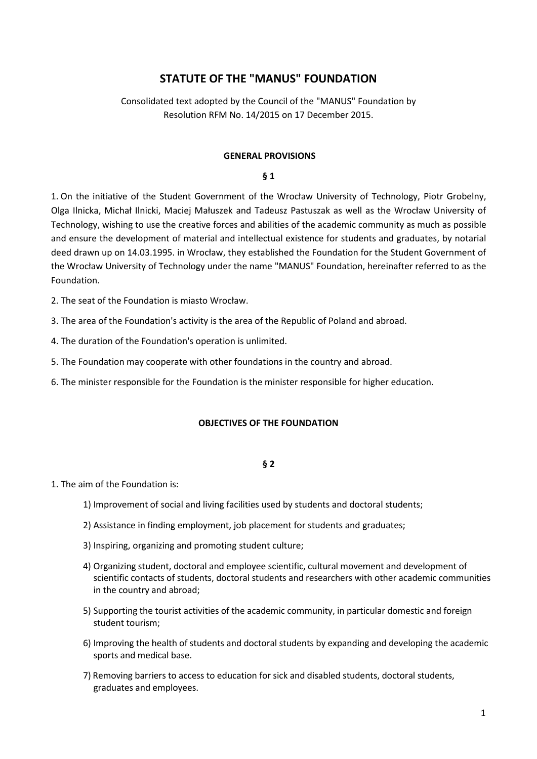# STATUTE OF THE "MANUS" FOUNDATION

Consolidated text adopted by the Council of the "MANUS" Foundation by Resolution RFM No. 14/2015 on 17 December 2015.

## GENERAL PROVISIONS

### § 1

1. On the initiative of the Student Government of the Wrocław University of Technology, Piotr Grobelny, Olga Ilnicka, Michał Ilnicki, Maciej Małuszek and Tadeusz Pastuszak as well as the Wrocław University of Technology, wishing to use the creative forces and abilities of the academic community as much as possible and ensure the development of material and intellectual existence for students and graduates, by notarial deed drawn up on 14.03.1995. in Wrocław, they established the Foundation for the Student Government of the Wrocław University of Technology under the name "MANUS" Foundation, hereinafter referred to as the Foundation.

2. The seat of the Foundation is miasto Wrocław.

3. The area of the Foundation's activity is the area of the Republic of Poland and abroad.

4. The duration of the Foundation's operation is unlimited.

5. The Foundation may cooperate with other foundations in the country and abroad.

6. The minister responsible for the Foundation is the minister responsible for higher education.

## OBJECTIVES OF THE FOUNDATION

### § 2

1. The aim of the Foundation is:

   1) Improvement of social and living facilities used by students and doctoral students;

   2) Assistance in finding employment, job placement for students and graduates;

   3) Inspiring, organizing and promoting student culture;

   4) Organizing student, doctoral and employee scientific, cultural movement and development of scientific contacts of students, doctoral students and researchers with other academic communities in the country and abroad;

   5) Supporting the tourist activities of the academic community, in particular domestic and foreign student tourism;

   6) Improving the health of students and doctoral students by expanding and developing the academic sports and medical base.

   7) Removing barriers to access to education for sick and disabled students, doctoral students, graduates and employees.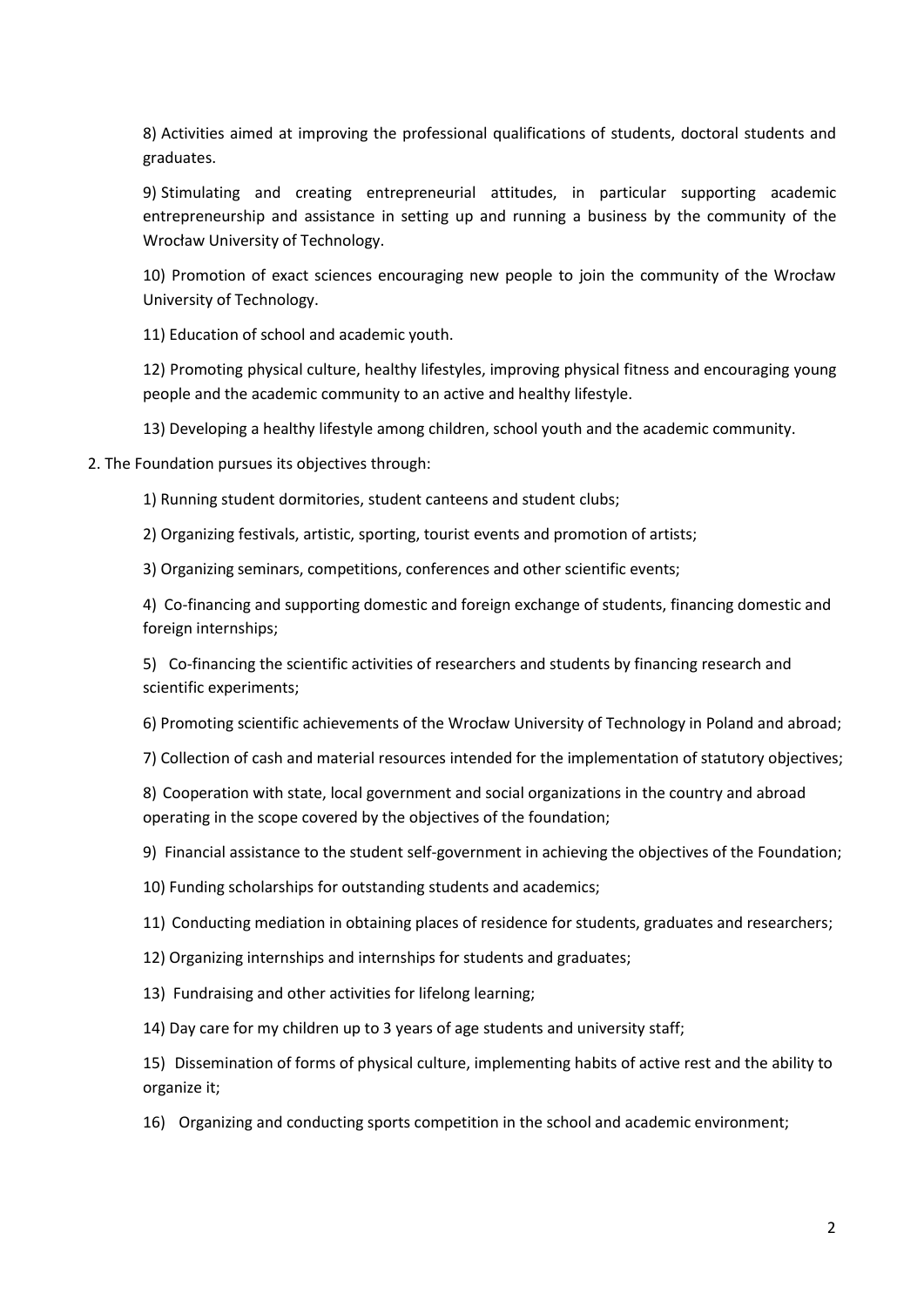8) Activities aimed at improving the professional qualifications of students, doctoral students and graduates.

9) Stimulating and creating entrepreneurial attitudes, in particular supporting academic entrepreneurship and assistance in setting up and running a business by the community of the Wrocław University of Technology.

10) Promotion of exact sciences encouraging new people to join the community of the Wrocław University of Technology.

11) Education of school and academic youth.

12) Promoting physical culture, healthy lifestyles, improving physical fitness and encouraging young people and the academic community to an active and healthy lifestyle.

13) Developing a healthy lifestyle among children, school youth and the academic community.

2. The Foundation pursues its objectives through:

1) Running student dormitories, student canteens and student clubs;

2) Organizing festivals, artistic, sporting, tourist events and promotion of artists;

3) Organizing seminars, competitions, conferences and other scientific events;

4) Co-financing and supporting domestic and foreign exchange of students, financing domestic and foreign internships;

5) Co-financing the scientific activities of researchers and students by financing research and scientific experiments;

6) Promoting scientific achievements of the Wrocław University of Technology in Poland and abroad;

7) Collection of cash and material resources intended for the implementation of statutory objectives;

8) Cooperation with state, local government and social organizations in the country and abroad operating in the scope covered by the objectives of the foundation;

9) Financial assistance to the student self-government in achieving the objectives of the Foundation;

10) Funding scholarships for outstanding students and academics;

11) Conducting mediation in obtaining places of residence for students, graduates and researchers;

12) Organizing internships and internships for students and graduates;

13) Fundraising and other activities for lifelong learning;

14) Day care for my children up to 3 years of age students and university staff;

15) Dissemination of forms of physical culture, implementing habits of active rest and the ability to organize it;

16) Organizing and conducting sports competition in the school and academic environment;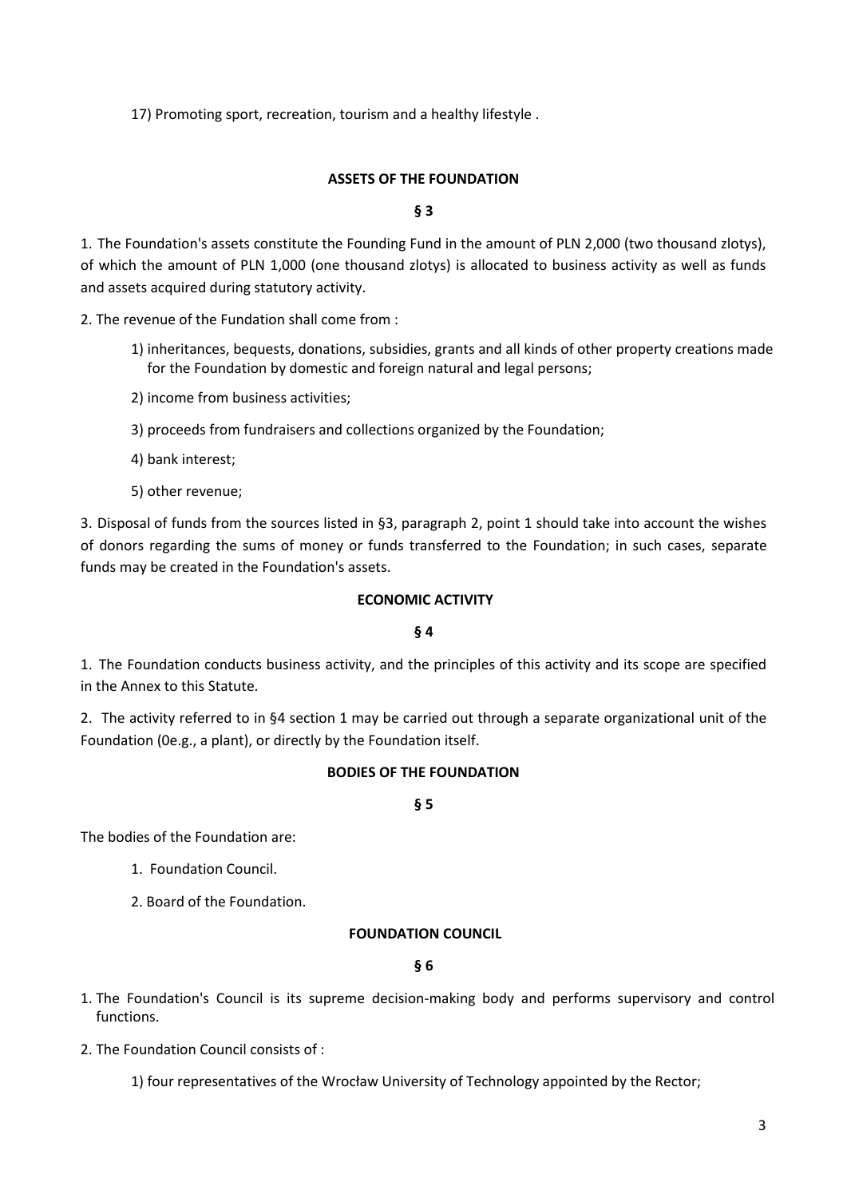17) Promoting sport, recreation, tourism and a healthy lifestyle .

## ASSETS OF THE FOUNDATION

### § 3

1. The Foundation's assets constitute the Founding Fund in the amount of PLN 2,000 (two thousand zlotys), of which the amount of PLN 1,000 (one thousand zlotys) is allocated to business activity as well as funds and assets acquired during statutory activity.

2. The revenue of the Fundation shall come from :

   1) inheritances, bequests, donations, subsidies, grants and all kinds of other property creations made for the Foundation by domestic and foreign natural and legal persons;

   2) income from business activities;

   3) proceeds from fundraisers and collections organized by the Foundation;

   4) bank interest;

   5) other revenue;

3. Disposal of funds from the sources listed in §3, paragraph 2, point 1 should take into account the wishes of donors regarding the sums of money or funds transferred to the Foundation; in such cases, separate funds may be created in the Foundation's assets.

## ECONOMIC ACTIVITY

### § 4

1. The Foundation conducts business activity, and the principles of this activity and its scope are specified in the Annex to this Statute.

2. The activity referred to in §4 section 1 may be carried out through a separate organizational unit of the Foundation (0e.g., a plant), or directly by the Foundation itself.

## BODIES OF THE FOUNDATION

### § 5

The bodies of the Foundation are:

1. Foundation Council.

2. Board of the Foundation.

## FOUNDATION COUNCIL

### § 6

1. The Foundation's Council is its supreme decision-making body and performs supervisory and control functions.

2. The Foundation Council consists of :

   1) four representatives of the Wrocław University of Technology appointed by the Rector;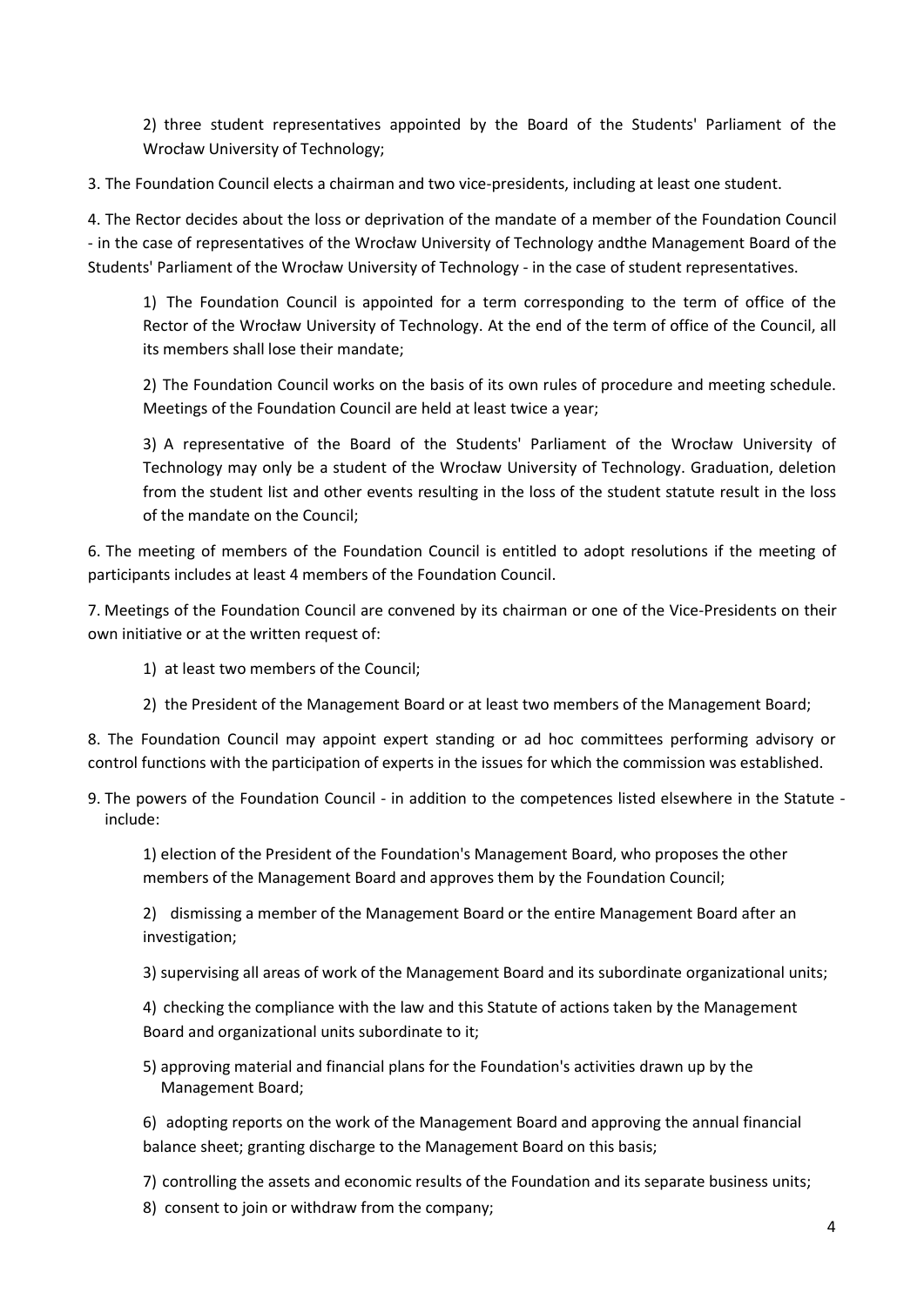2) three student representatives appointed by the Board of the Students' Parliament of the Wrocław University of Technology;

3. The Foundation Council elects a chairman and two vice-presidents, including at least one student.

4. The Rector decides about the loss or deprivation of the mandate of a member of the Foundation Council - in the case of representatives of the Wrocław University of Technology andthe Management Board of the Students' Parliament of the Wrocław University of Technology - in the case of student representatives.

1) The Foundation Council is appointed for a term corresponding to the term of office of the Rector of the Wrocław University of Technology. At the end of the term of office of the Council, all its members shall lose their mandate;

2) The Foundation Council works on the basis of its own rules of procedure and meeting schedule. Meetings of the Foundation Council are held at least twice a year;

3) A representative of the Board of the Students' Parliament of the Wrocław University of Technology may only be a student of the Wrocław University of Technology. Graduation, deletion from the student list and other events resulting in the loss of the student statute result in the loss of the mandate on the Council;

6. The meeting of members of the Foundation Council is entitled to adopt resolutions if the meeting of participants includes at least 4 members of the Foundation Council.

7. Meetings of the Foundation Council are convened by its chairman or one of the Vice-Presidents on their own initiative or at the written request of:

1) at least two members of the Council;

2) the President of the Management Board or at least two members of the Management Board;

8. The Foundation Council may appoint expert standing or ad hoc committees performing advisory or control functions with the participation of experts in the issues for which the commission was established.

9. The powers of the Foundation Council - in addition to the competences listed elsewhere in the Statute - include:

1) election of the President of the Foundation's Management Board, who proposes the other members of the Management Board and approves them by the Foundation Council;

2) dismissing a member of the Management Board or the entire Management Board after an investigation;

3) supervising all areas of work of the Management Board and its subordinate organizational units;

4) checking the compliance with the law and this Statute of actions taken by the Management Board and organizational units subordinate to it;

5) approving material and financial plans for the Foundation's activities drawn up by the Management Board;

6) adopting reports on the work of the Management Board and approving the annual financial balance sheet; granting discharge to the Management Board on this basis;

7) controlling the assets and economic results of the Foundation and its separate business units;

8) consent to join or withdraw from the company;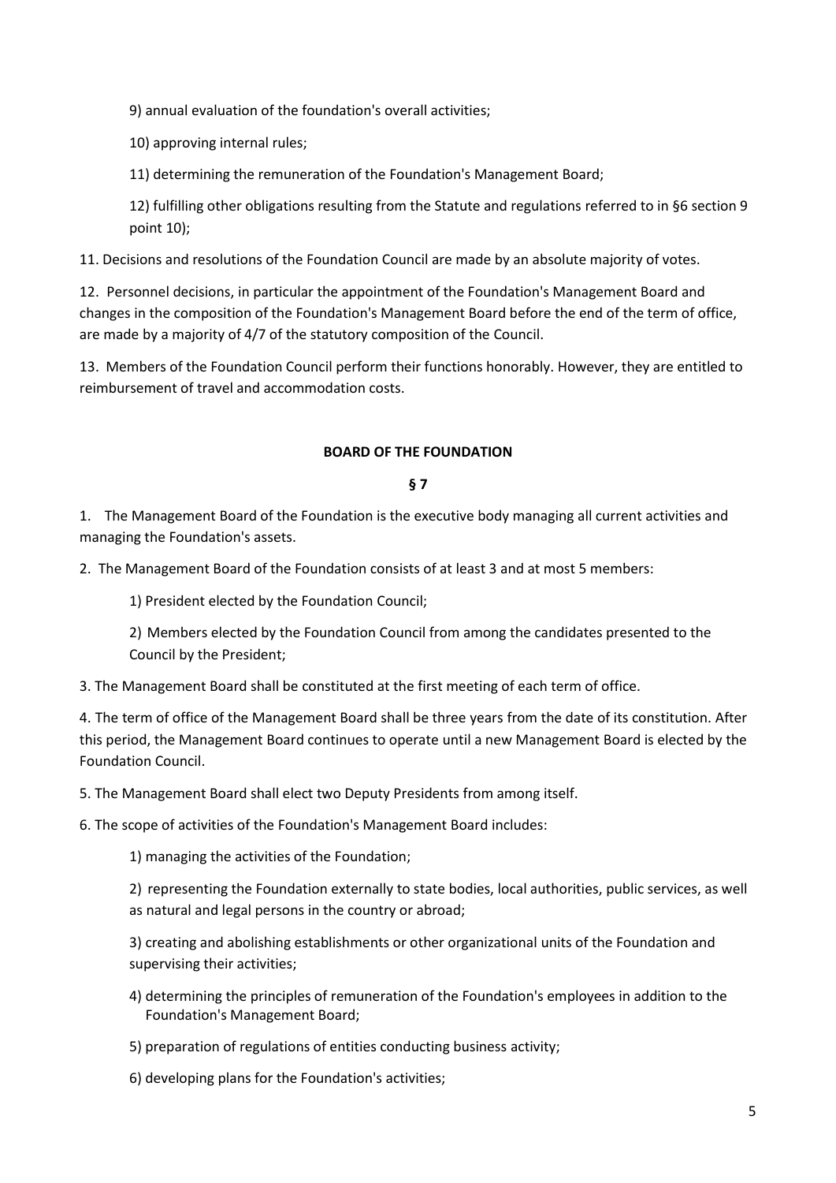9) annual evaluation of the foundation's overall activities;

10) approving internal rules;

11) determining the remuneration of the Foundation's Management Board;

12) fulfilling other obligations resulting from the Statute and regulations referred to in §6 section 9 point 10);

11. Decisions and resolutions of the Foundation Council are made by an absolute majority of votes.

12. Personnel decisions, in particular the appointment of the Foundation's Management Board and changes in the composition of the Foundation's Management Board before the end of the term of office, are made by a majority of 4/7 of the statutory composition of the Council.

13. Members of the Foundation Council perform their functions honorably. However, they are entitled to reimbursement of travel and accommodation costs.

**BOARD OF THE FOUNDATION**

**§ 7**

1. The Management Board of the Foundation is the executive body managing all current activities and managing the Foundation's assets.

2. The Management Board of the Foundation consists of at least 3 and at most 5 members:

   1) President elected by the Foundation Council;

   2) Members elected by the Foundation Council from among the candidates presented to the Council by the President;

3. The Management Board shall be constituted at the first meeting of each term of office.

4. The term of office of the Management Board shall be three years from the date of its constitution. After this period, the Management Board continues to operate until a new Management Board is elected by the Foundation Council.

5. The Management Board shall elect two Deputy Presidents from among itself.

6. The scope of activities of the Foundation's Management Board includes:

   1) managing the activities of the Foundation;

   2) representing the Foundation externally to state bodies, local authorities, public services, as well as natural and legal persons in the country or abroad;

   3) creating and abolishing establishments or other organizational units of the Foundation and supervising their activities;

   4) determining the principles of remuneration of the Foundation's employees in addition to the Foundation's Management Board;

   5) preparation of regulations of entities conducting business activity;

   6) developing plans for the Foundation's activities;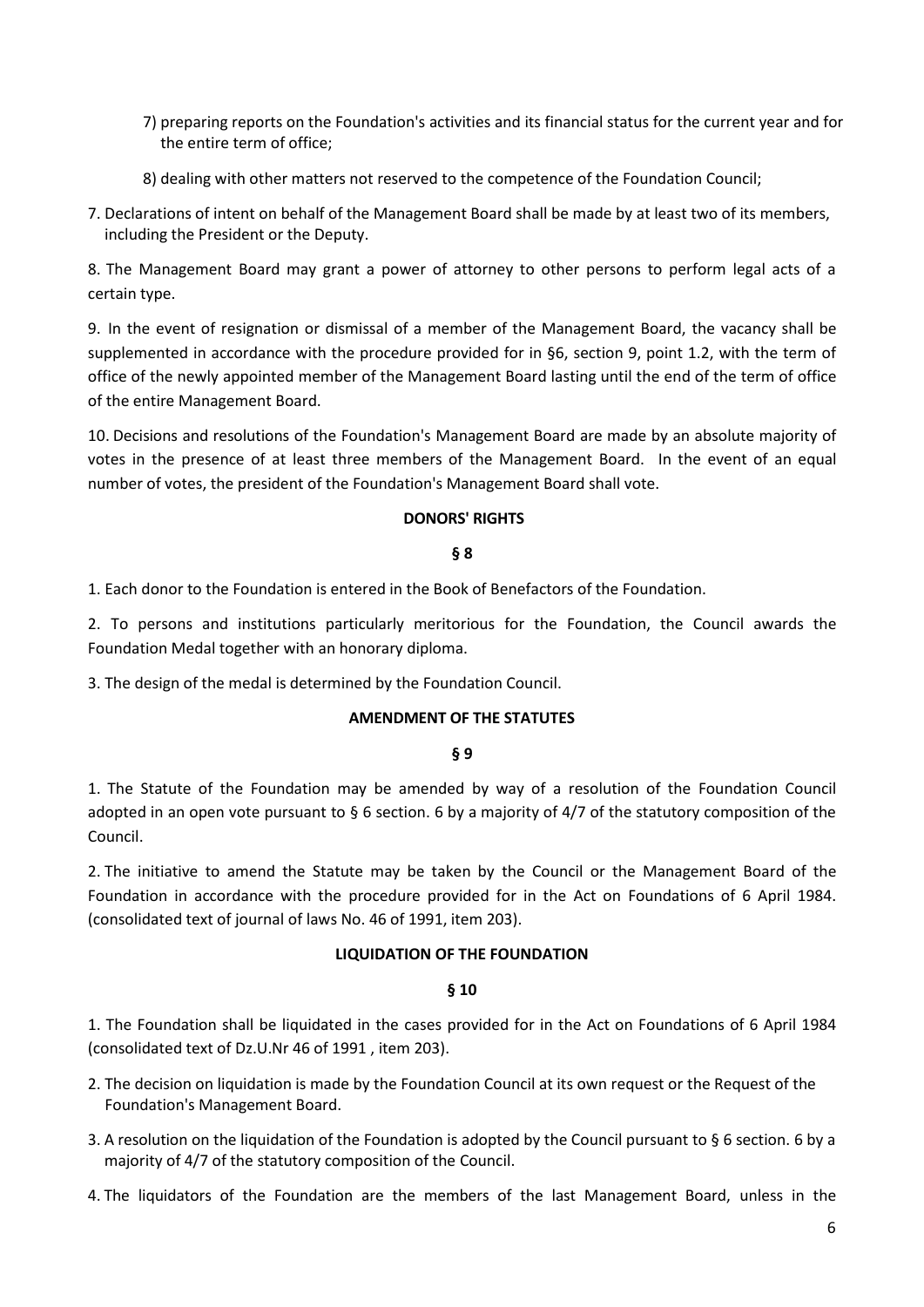7) preparing reports on the Foundation's activities and its financial status for the current year and for the entire term of office;

8) dealing with other matters not reserved to the competence of the Foundation Council;

7. Declarations of intent on behalf of the Management Board shall be made by at least two of its members, including the President or the Deputy.

8. The Management Board may grant a power of attorney to other persons to perform legal acts of a certain type.

9. In the event of resignation or dismissal of a member of the Management Board, the vacancy shall be supplemented in accordance with the procedure provided for in §6, section 9, point 1.2, with the term of office of the newly appointed member of the Management Board lasting until the end of the term of office of the entire Management Board.

10. Decisions and resolutions of the Foundation's Management Board are made by an absolute majority of votes in the presence of at least three members of the Management Board. In the event of an equal number of votes, the president of the Foundation's Management Board shall vote.

**DONORS' RIGHTS**

**§ 8**

1. Each donor to the Foundation is entered in the Book of Benefactors of the Foundation.

2. To persons and institutions particularly meritorious for the Foundation, the Council awards the Foundation Medal together with an honorary diploma.

3. The design of the medal is determined by the Foundation Council.

**AMENDMENT OF THE STATUTES**

**§ 9**

1. The Statute of the Foundation may be amended by way of a resolution of the Foundation Council adopted in an open vote pursuant to § 6 section. 6 by a majority of 4/7 of the statutory composition of the Council.

2. The initiative to amend the Statute may be taken by the Council or the Management Board of the Foundation in accordance with the procedure provided for in the Act on Foundations of 6 April 1984. (consolidated text of journal of laws No. 46 of 1991, item 203).

**LIQUIDATION OF THE FOUNDATION**

**§ 10**

1. The Foundation shall be liquidated in the cases provided for in the Act on Foundations of 6 April 1984 (consolidated text of Dz.U.Nr 46 of 1991 , item 203).

2. The decision on liquidation is made by the Foundation Council at its own request or the Request of the Foundation's Management Board.

3. A resolution on the liquidation of the Foundation is adopted by the Council pursuant to § 6 section. 6 by a majority of 4/7 of the statutory composition of the Council.

4. The liquidators of the Foundation are the members of the last Management Board, unless in the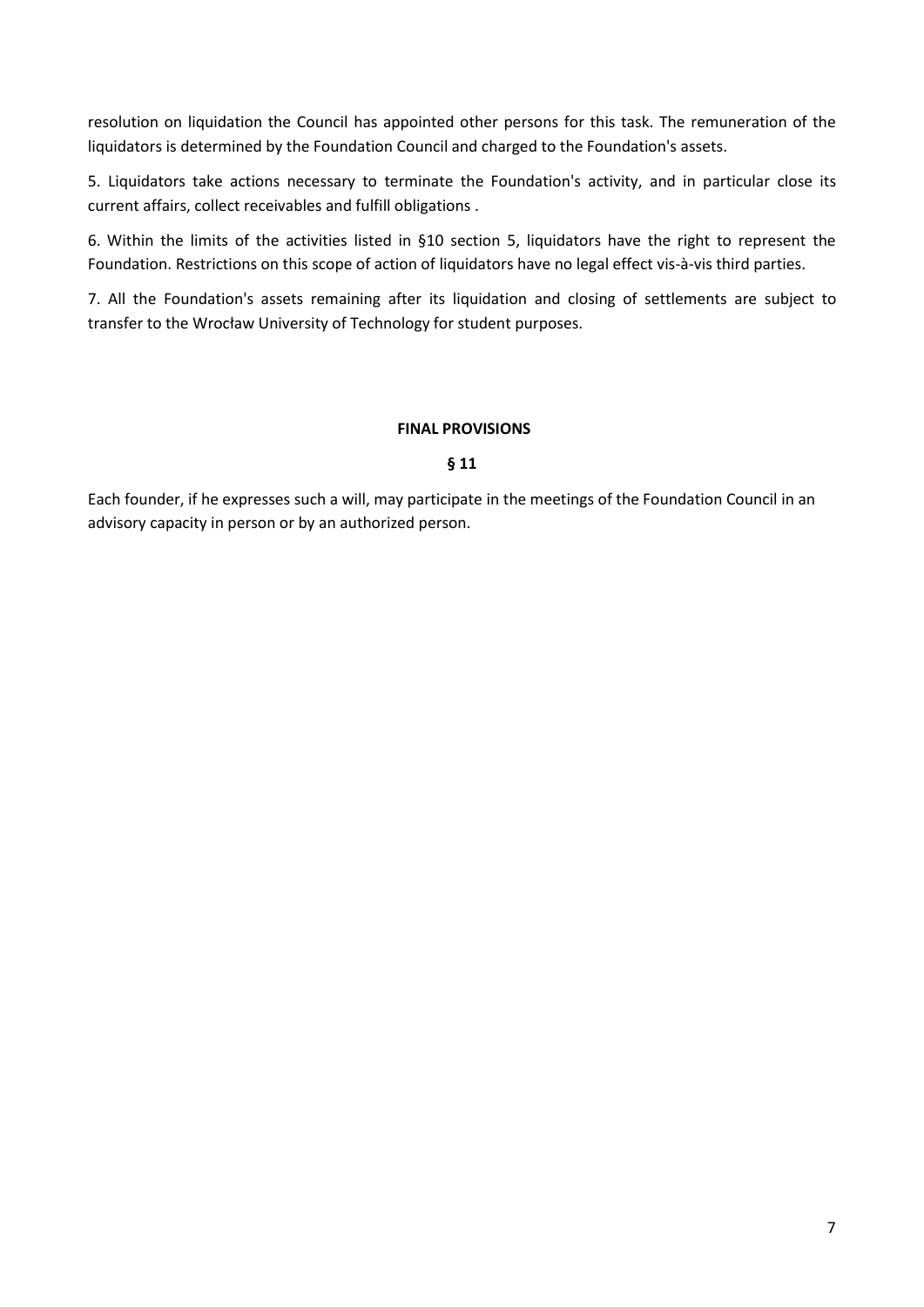resolution on liquidation the Council has appointed other persons for this task. The remuneration of the liquidators is determined by the Foundation Council and charged to the Foundation's assets.

5. Liquidators take actions necessary to terminate the Foundation's activity, and in particular close its current affairs, collect receivables and fulfill obligations .

6. Within the limits of the activities listed in §10 section 5, liquidators have the right to represent the Foundation. Restrictions on this scope of action of liquidators have no legal effect vis-à-vis third parties.

7. All the Foundation's assets remaining after its liquidation and closing of settlements are subject to transfer to the Wrocław University of Technology for student purposes.

**FINAL PROVISIONS**

**§ 11**

Each founder, if he expresses such a will, may participate in the meetings of the Foundation Council in an advisory capacity in person or by an authorized person.